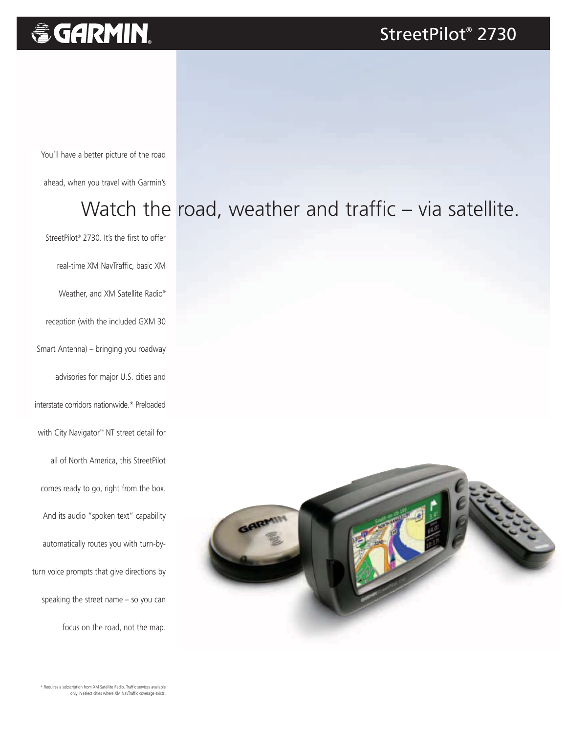GARMIN

# StreetPilot® 2730

## Watch the road, weather and traffic – via satellite.

You'll have a better picture of the road ahead, when you travel with Garmin's StreetPilot® 2730. It's the first to offer real-time XM NavTraffic, basic XM Weather, and XM Satellite Radio® reception (with the included GXM 30 Smart Antenna) – bringing you roadway advisories for major U.S. cities and interstate corridors nationwide.* Preloaded with City Navigator™ NT street detail for all of North America, this StreetPilot comes ready to go, right from the box. And its audio "spoken text" capability automatically routes you with turn-by-turn voice prompts that give directions by speaking the street name – so you can focus on the road, not the map.

* Requires a subscription from XM Satellite Radio. Traffic services available only in select cities where XM NavTraffic coverage exists.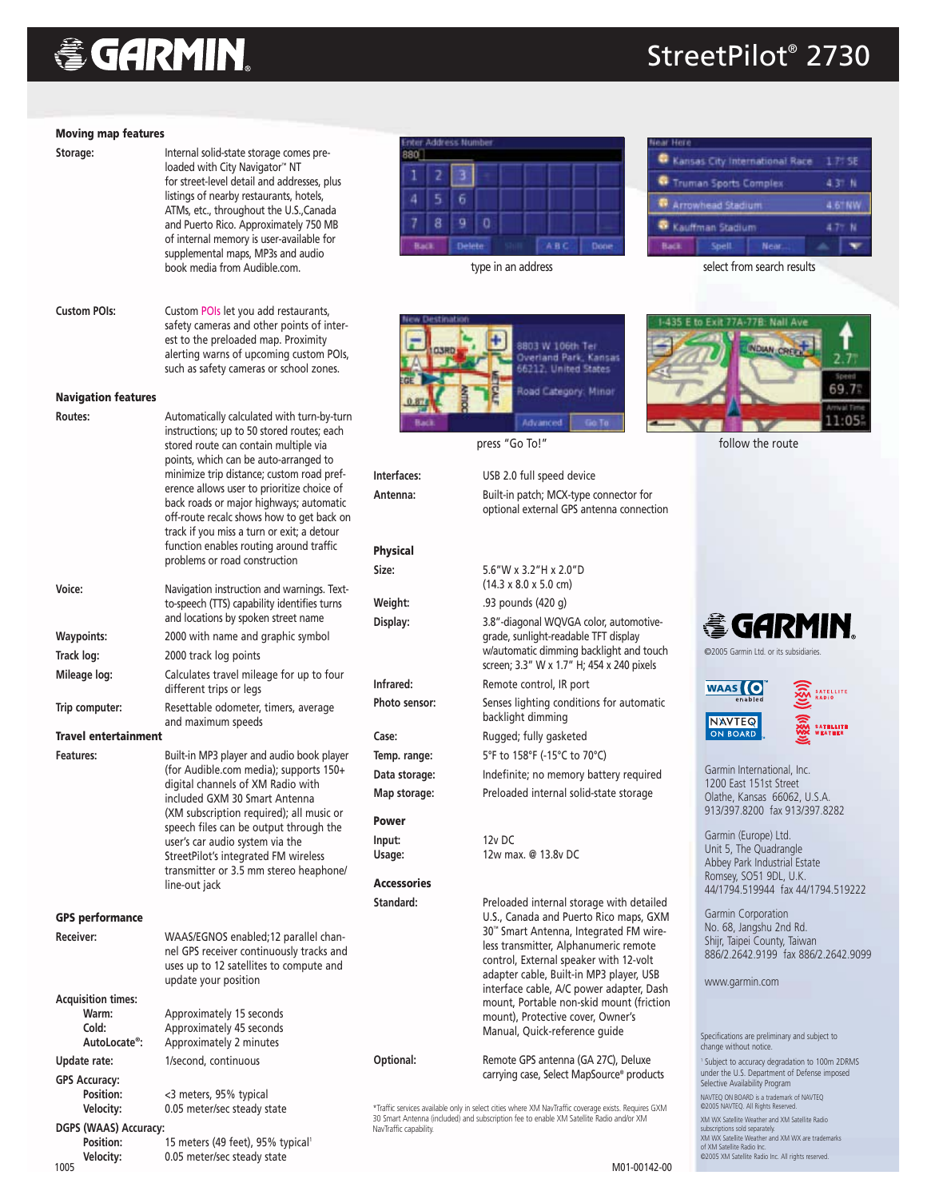# GARMIN

# StreetPilot® 2730

## Moving map features

| | |
|---|---|
| Storage: | Internal solid-state storage comes pre-loaded with City Navigator™ NT for street-level detail and addresses, plus listings of nearby restaurants, hotels, ATMs, etc., throughout the U.S.,Canada and Puerto Rico. Approximately 750 MB of internal memory is user-available for supplemental maps, MP3s and audio book media from Audible.com. |
| Custom POIs: | Custom POIs let you add restaurants, safety cameras and other points of interest to the preloaded map. Proximity alerting warns of upcoming custom POIs, such as safety cameras or school zones. |

## Navigation features

| | |
|---|---|
| Routes: | Automatically calculated with turn-by-turn instructions; up to 50 stored routes; each stored route can contain multiple via points, which can be auto-arranged to minimize trip distance; custom road preference allows user to prioritize choice of back roads or major highways; automatic off-route recalc shows how to get back on track if you miss a turn or exit; a detour function enables routing around traffic problems or road construction |
| Voice: | Navigation instruction and warnings. Text-to-speech (TTS) capability identifies turns and locations by spoken street name |
| Waypoints: | 2000 with name and graphic symbol |
| Track log: | 2000 track log points |
| Mileage log: | Calculates travel mileage for up to four different trips or legs |
| Trip computer: | Resettable odometer, timers, average and maximum speeds |

## Travel entertainment

| | |
|---|---|
| Features: | Built-in MP3 player and audio book player (for Audible.com media); supports 150+ digital channels of XM Radio with included GXM 30 Smart Antenna (XM subscription required); all music or speech files can be output through the user's car audio system via the StreetPilot's integrated FM wireless transmitter or 3.5 mm stereo heaphone/line-out jack |

## GPS performance

| | |
|---|---|
| Receiver: | WAAS/EGNOS enabled;12 parallel channel GPS receiver continuously tracks and uses up to 12 satellites to compute and update your position |
| Acquisition times: | |
| Warm: | Approximately 15 seconds |
| Cold: | Approximately 45 seconds |
| AutoLocate®: | Approximately 2 minutes |
| Update rate: | 1/second, continuous |
| GPS Accuracy: | |
| Position: | <3 meters, 95% typical |
| Velocity: | 0.05 meter/sec steady state |
| DGPS (WAAS) Accuracy: | |
| Position: | 15 meters (49 feet), 95% typical[1] |
| Velocity: | 0.05 meter/sec steady state |

type in an address

select from search results

press "Go To!"

follow the route

| | |
|---|---|
| Interfaces: | USB 2.0 full speed device |
| Antenna: | Built-in patch; MCX-type connector for optional external GPS antenna connection |

## Physical

| | |
|---|---|
| Size: | 5.6"W x 3.2"H x 2.0"D (14.3 x 8.0 x 5.0 cm) |
| Weight: | .93 pounds (420 g) |
| Display: | 3.8"-diagonal WQVGA color, automotive-grade, sunlight-readable TFT display w/automatic dimming backlight and touch screen; 3.3" W x 1.7" H; 454 x 240 pixels |
| Infrared: | Remote control, IR port |
| Photo sensor: | Senses lighting conditions for automatic backlight dimming |
| Case: | Rugged; fully gasketed |
| Temp. range: | 5°F to 158°F (-15°C to 70°C) |
| Data storage: | Indefinite; no memory battery required |
| Map storage: | Preloaded internal solid-state storage |

## Power

| | |
|---|---|
| Input: | 12v DC |
| Usage: | 12w max. @ 13.8v DC |

## Accessories

| | |
|---|---|
| Standard: | Preloaded internal storage with detailed U.S., Canada and Puerto Rico maps, GXM 30™ Smart Antenna, Integrated FM wireless transmitter, Alphanumeric remote control, External speaker with 12-volt adapter cable, Built-in MP3 player, USB interface cable, A/C power adapter, Dash mount, Portable non-skid mount (friction mount), Protective cover, Owner's Manual, Quick-reference guide |
| Optional: | Remote GPS antenna (GA 27C), Deluxe carrying case, Select MapSource® products |

*Traffic services available only in select cities where XM NavTraffic coverage exists. Requires GXM 30 Smart Antenna (included) and subscription fee to enable XM Satellite Radio and/or XM NavTraffic capability.

GARMIN

©2005 Garmin Ltd. or its subsidiaries.

WAAS enabled · NAVTEQ ON BOARD · XM Satellite Radio · XM Satellite Weather

Garmin International, Inc.
1200 East 151st Street
Olathe, Kansas 66062, U.S.A.
913/397.8200 fax 913/397.8282

Garmin (Europe) Ltd.
Unit 5, The Quadrangle
Abbey Park Industrial Estate
Romsey, SO51 9DL, U.K.
44/1794.519944 fax 44/1794.519222

Garmin Corporation
No. 68, Jangshu 2nd Rd.
Shijr, Taipei County, Taiwan
886/2.2642.9199 fax 886/2.2642.9099

www.garmin.com

Specifications are preliminary and subject to change without notice.

[1] Subject to accuracy degradation to 100m 2DRMS under the U.S. Department of Defense imposed Selective Availability Program

NAVTEQ ON BOARD is a trademark of NAVTEQ
©2005 NAVTEQ. All Rights Reserved.

XM WX Satellite Weather and XM Satellite Radio subscriptions sold separately.
XM WX Satellite Weather and XM WX are trademarks of XM Satellite Radio Inc.
©2005 XM Satellite Radio Inc. All rights reserved.

1005

M01-00142-00